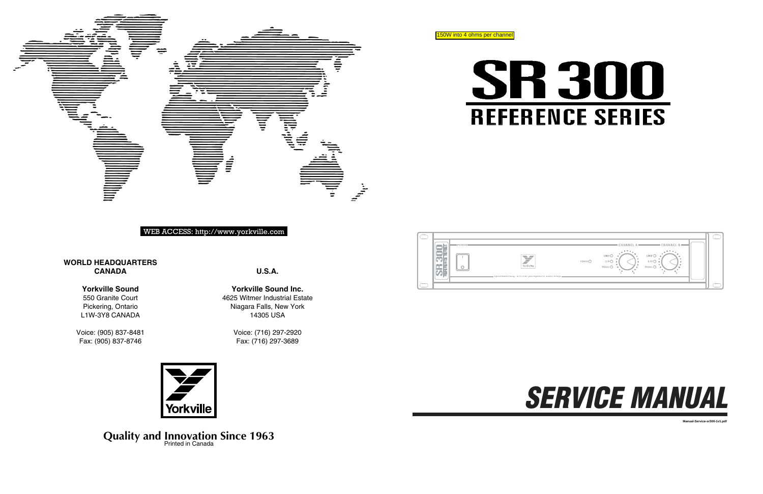WEB ACCESS: http://www.yorkville.com

**WORLD HEADQUARTERS**
**CANADA**

**Yorkville Sound**
550 Granite Court
Pickering, Ontario
L1W-3Y8 CANADA

Voice: (905) 837-8481
Fax: (905) 837-8746

**U.S.A.**

**Yorkville Sound Inc.**
4625 Witmer Industrial Estate
Niagara Falls, New York
14305 USA

Voice: (716) 297-2920
Fax: (716) 297-3689

Yorkville

**Quality and Innovation Since 1963**
Printed in Canada

150W into 4 ohms per channel

# SR 300

## REFERENCE SERIES

# *SERVICE MANUAL*

Manual-Service-sr300-1v1.pdf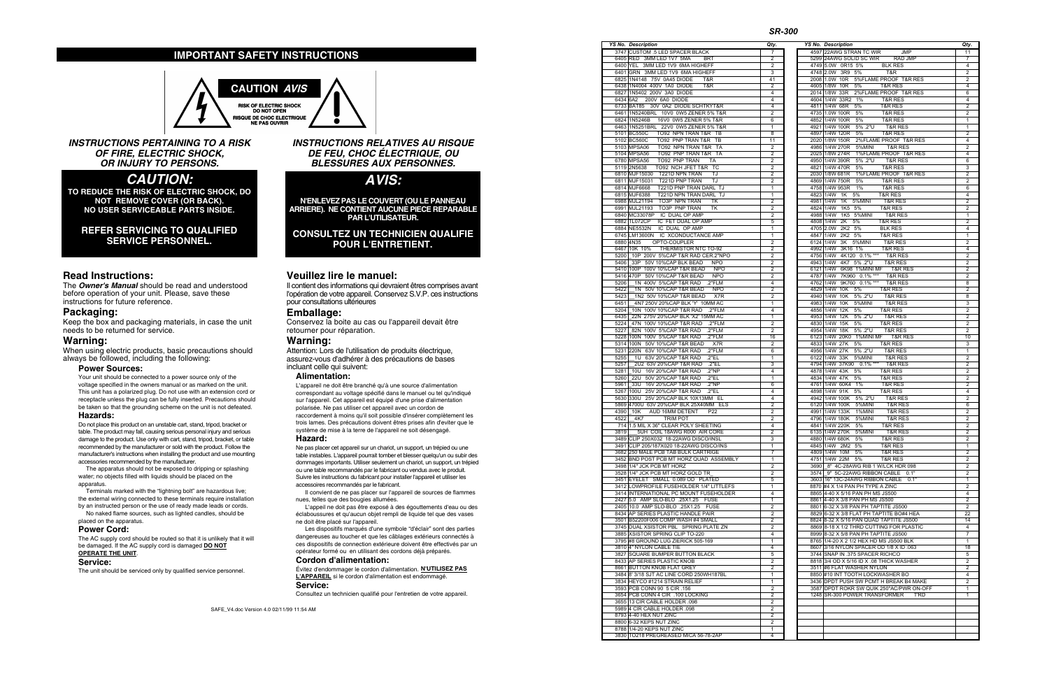## IMPORTANT SAFETY INSTRUCTIONS

**CAUTION** *AVIS*

RISK OF ELECTRIC SHOCK
DO NOT OPEN
RISQUE DE CHOC ELECTRIQUE
NE PAS OUVRIR

### *INSTRUCTIONS PERTAINING TO A RISK OF FIRE, ELECTRIC SHOCK, OR INJURY TO PERSONS.*

# *CAUTION:*

**TO REDUCE THE RISK OF ELECTRIC SHOCK, DO NOT REMOVE COVER (OR BACK). NO USER SERVICEABLE PARTS INSIDE.**

**REFER SERVICING TO QUALIFIED SERVICE PERSONNEL.**

## Read Instructions:

The ***Owner's Manual*** should be read and understood before operation of your unit. Please, save these instructions for future reference.

## Packaging:

Keep the box and packaging materials, in case the unit needs to be returned for service.

## Warning:

When using electric products, basic precautions should always be followed, including the following:

### Power Sources:

Your unit should be connected to a power source only of the voltage specified in the owners manual or as marked on the unit. This unit has a polarized plug. Do not use with an extension cord or receptacle unless the plug can be fully inserted. Precautions should be taken so that the grounding scheme on the unit is not defeated.

### Hazards:

Do not place this product on an unstable cart, stand, tripod, bracket or table. The product may fall, causing serious personal injury and serious damage to the product. Use only with cart, stand, tripod, bracket, or table recommended by the manufacturer or sold with the product. Follow the manufacturer's instructions when installing the product and use mounting accessories recommended by the manufacturer.

The apparatus should not be exposed to dripping or splashing water; no objects filled with liquids should be placed on the apparatus.

Terminals marked with the "lightning bolt" are hazardous live; the external wiring connected to these terminals require installation by an instructed person or the use of ready made leads or cords.

No naked flame sources, such as lighted candles, should be placed on the apparatus.

### Power Cord:

The AC supply cord should be routed so that it is unlikely that it will be damaged. If the AC supply cord is damaged **DO NOT OPERATE THE UNIT**.

### Service:

The unit should be serviced only by qualified service personnel.

### *INSTRUCTIONS RELATIVES AU RISQUE DE FEU, CHOC ÉLECTRIQUE, OU BLESSURES AUX PERSONNES.*

# *AVIS:*

**N'ENLEVEZ PAS LE COUVERT (OU LE PANNEAU ARRIERE). NE CONTIENT AUCUNE PIECE REPARABLE PAR L'UTILISATEUR.**

**CONSULTEZ UN TECHNICIEN QUALIFIE POUR L'ENTRETIENT.**

## Veuillez lire le manuel:

Il contient des informations qui devraient êtres comprises avant l'opération de votre appareil. Conservez S.V.P. ces instructions pour consultations ultérieures

## Emballage:

Conservez la boite au cas ou l'appareil devait être retourner pour réparation.

## Warning:

Attention: Lors de l'utilisation de produits électrique, assurez-vous d'adhérer à des précautions de bases incluant celle qui suivent:

### Alimentation:

L'appareil ne doit être branché qu'à une source d'alimentation correspondant au voltage spécifié dans le manuel ou tel qu'indiqué sur l'appareil. Cet appareil est équipé d'une prise d'alimentation polarisée. Ne pas utiliser cet appareil avec un cordon de raccordement à moins qu'il soit possible d'insérer complètement les trois lames. Des précautions doivent êtres prises afin d'eviter que le système de mise à la terre de l'appareil ne soit désengagé.

### Hazard:

Ne pas placer cet appareil sur un chariot, un support, un trépied ou une table instables. L'appareil pourrait tomber et blesser quelqu'un ou subir des dommages importants. Utiliser seulement un chariot, un support, un trépied ou une table recommandés par le fabricant ou vendus avec le produit. Suivre les instructions du fabricant pour installer l'appareil et utiliser les accessoires recommandés par le fabricant.

Il convient de ne pas placer sur l'appareil de sources de flammes nues, telles que des bougies allumées.

L'appeil ne doit pas être exposé à des égouttements d'eau ou des éclaboussures et qu'aucun objet rempli de liquide tel que des vases ne doit être placé sur l'appareil.

Les dispositifs marqués d'une symbole "d'éclair" sont des parties dangereuses au toucher et que les câblages extérieurs connectés à ces dispositifs de connection extérieure doivent être effectivés par un opérateur formé ou en utilisant des cordons déjà préparés.

### Cordon d'alimentation:

Évitez d'endommager le cordon d'alimentation. **N'UTILISEZ PAS L'APPAREIL** si le cordon d'alimentation est endommagé.

### Service:

Consultez un technicien qualifié pour l'entretien de votre appareil.

SAFE_V4.doc Version 4.0 02/11/99 11:54 AM

## SR-300

| YS No. | Description | Qty. |
|---|---|---|
| 3747 | CUSTOM .5 LED SPACER BLACK | 7 |
| 6405 | RED 3MM LED 1V7 5MA BRT | 2 |
| 6400 | YEL 3MM LED 1V9 6MA HIGHEFF | 2 |
| 6401 | GRN 3MM LED 1V9 6MA HIGHEFF | 3 |
| 6825 | 1N4148 75V 0A45 DIODE T&R | 41 |
| 6438 | 1N4004 400V 1A0 DIODE T&R | 2 |
| 6827 | 1N5402 200V 3A0 DIODE | 4 |
| 6434 | 6A2 200V 6A0 DIODE | 4 |
| 6733 | BAT85 30V 0A2 DIODE SCHTKYT&R | 4 |
| 6461 | 1N5240BRL 10V0 0W5 ZENER 5% T&R | 2 |
| 6824 | 1N5246B 16V0 0W5 ZENER 5% T&R | 6 |
| 6463 | 1N5251BRL 22V0 0W5 ZENER 5% T&R | 1 |
| 5101 | BC550C TO92 NPN TRAN T&R TB | 8 |
| 5102 | BC560C TO92 PNP TRAN T&R TB | 11 |
| 5103 | MPSA06 TO92 NPN TRAN T&R TA | 2 |
| 5104 | MPSA56 TO92 PNP TRAN T&R TA | 2 |
| 6780 | MPSA56 TO92 PNP TRAN TA | 2 |
| 5119 | 2N5638 TO92 NCH JFET T&R TC | 2 |
| 6810 | MJF15030 T221D NPN TRAN TJ | 2 |
| 6811 | MJF15031 T221D PNP TRAN TJ | 2 |
| 6814 | MJF6668 T221D PNP TRAN DARL TJ | 1 |
| 6815 | MJF6388 T221D NPN TRAN DARL TJ | 1 |
| 6988 | MJL21194 TO3P NPN TRAN TK | 2 |
| 6991 | MJL21193 TO3P PNP TRAN TK | 2 |
| 6840 | MC33078P IC DUAL OP AMP | 2 |
| 6882 | TL072CP IC FET DUAL OP AMP | 5 |
| 6884 | NE5532N IC DUAL OP AMP | 1 |
| 6745 | LM13600N IC XCONDUCTANCE AMP | 1 |
| 6880 | 4N35 OPTO-COUPLER | 2 |
| 6467 | 10K 10% THERMISTOR NTC TO-92 | 2 |
| 5200 | 10P 200V 5%CAP T&R RAD CER.2"NPO | 2 |
| 5406 | 33P 50V 10%CAP BLK BEAD NPO | 2 |
| 5410 | 100P 100V 10%CAP T&R BEAD NPO | 2 |
| 5416 | 470P 50V 10%CAP T&R BEAD NPO | 2 |
| 5206 | 1N 400V 5%CAP T&R RAD .2"FLM | 4 |
| 5422 | 1N 50V 10%CAP T&R BEAD NPO | 2 |
| 5423 | 1N2 50V 10%CAP T&R BEAD X7R | 2 |
| 6451 | 4N7 250V 20%CAP BLK 'Y' 10MM AC | 1 |
| 5204 | 10N 100V 10%CAP T&R RAD .2"FLM | 4 |
| 6435 | 22N 275V 20%CAP BLK 'X2' 15MM AC | 1 |
| 5224 | 47N 100V 10%CAP T&R RAD .2"FLM | 2 |
| 5227 | 82N 100V 5%CAP T&R RAD .2"FLM | 2 |
| 5228 | 100N 100V 5%CAP T&R RAD .2"FLM | 16 |
| 5314 | 100N 50V 10%CAP T&R BEAD X7R | 2 |
| 5231 | 220N 63V 10%CAP T&R RAD .2"FLM | 6 |
| 5255 | 1U 63V 20%CAP T&R RAD .2"EL | 1 |
| 5257 | 2U2 63V 20%CAP T&R RAD .2"EL | 3 |
| 5281 | 10U 16V 20%CAP T&R RAD .2"NP | 4 |
| 5260 | 22U 50V 20%CAP T&R RAD .2"EL | 1 |
| 5961 | 33U 16V 20%CAP T&R RAD .2"NP | 6 |
| 5267 | 100U 25V 20%CAP T&R RAD .2"EL | 4 |
| 5630 | 330U 25V 20%CAP BLK 10X13MM EL | 4 |
| 5869 | 4700U 63V 20%CAP BLK 25X40MM ELS | 2 |
| 4390 | 10K AUD 16MM DETENT P22 | 2 |
| 4522 | 4K7 TRIM POT | 2 |
| 714 | 1.5 MIL X 36" CLEAR POLY SHEETING | 4 |
| 3819 | 5UH COIL 18AWG R000 AIR CORE | 2 |
| 3489 | CLIP 250X032 18-22AWG DISCO/INSL | 3 |
| 3491 | CLIP 205/187X020 18-22AWG DISCO/INS | 1 |
| 3682 | 250 MALE PCB TAB BULK CARTRIGE | 7 |
| 3452 | BND POST PCB MT HORZ QUAD ASSEMBLY | 1 |
| 3498 | 1/4" JCK PCB MT HORZ | 2 |
| 3528 | 1/4" JCK PCB MT HORZ GOLD TR | 2 |
| 3451 | EYELET SMALL 0.089 OD PLATED | 5 |
| 3412 | LOWPROFILE FUSEHOLDER 1/4" LITTLEFS | 1 |
| 3414 | INTERNATIONAL PC MOUNT FUSEHOLDER | 4 |
| 2427 | 5.0 AMP SLO-BLO .25X1.25 FUSE | 1 |
| 2405 | 10.0 AMP SLO-BLO .25X1.25 FUSE | 2 |
| 8434 | AP SERIES PLASTIC HANDLE PAIR | 2 |
| 3501 | BS2200F006 COMP WASH #4 SMALL | 2 |
| 3745 | DUAL XSISTOR PBL SPRING PLATE ZN | 2 |
| 3885 | XSISTOR SPRING CLIP TO-220 | 4 |
| 3795 | #8 GROUND LUG ZIERICK 505-169 | 1 |
| 3810 | 4" NYLON CABLE TIE | 4 |
| 3827 | SQUARE BUMPER BUTTON BLACK | 5 |
| 8433 | AP SERIES PLASTIC KNOB | 2 |
| 8661 | BUTTON KNOB FLAT GREY | 2 |
| 3484 | 8' 3/18 SJT AC LINE CORD 250WH187BL | 1 |
| 3834 | HEYCO #1214 STRAIN RELIEF | 1 |
| 3593 | PCB CONN 90 5 CIR .156 | 2 |
| 3654 | PCB CONN 4 CIR .100 LOCKING | 2 |
| 3655 | 13 CIR CABLE HOLDER .098 | 2 |
| 5989 | 4 CIR CABLE HOLDER .098 | 2 |
| 8793 | 4-40 HEX NUT ZINC | 2 |
| 8800 | 6-32 KEPS NUT ZINC | 2 |
| 8788 | 1/4-20 KEPS NUT ZINC | 1 |
| 3830 | TO218 PREGREASED MICA 56-78-2AP | 4 |

| YS No. | Description | Qty. |
|---|---|---|
| 4597 | 22AWG STRAN TC WIR JMP | 11 |
| 5299 | 24AWG SOLID SC WIR RAD JMP | 7 |
| 4749 | 5.0W 0R15 5% BLK RES | 4 |
| 4748 | 2.0W 3R9 5% T&R | 2 |
| 2008 | 1.0W 10R 5%FLAME PROOF T&R RES | 2 |
| 4605 | 1/8W 10R 5% T&R RES | 4 |
| 2014 | 1/8W 33R 2%FLAME PROOF T&R RES | 6 |
| 4604 | 1/4W 33R2 1% T&R RES | 4 |
| 4811 | 1/4W 68R 5% T&R RES | 2 |
| 4735 | 1.0W 100R 5% T&R RES | 2 |
| 4852 | 1/4W 100R 5% T&R RES | 1 |
| 4921 | 1/4W 100R 5% .2"U T&R RES | 1 |
| 4897 | 1/4W 120R 5% T&R RES | 2 |
| 2020 | 1/8W 150R 2%FLAME PROOF T&R RES | 4 |
| 4986 | 1/4W 270R 5%MINI T&R RES | 2 |
| 2025 | 1/8W 274R 1%FLAME PROOF T&R RES | 4 |
| 4950 | 1/4W 390R 5% .2"U T&R RES | 6 |
| 4821 | 1/4W 470R 5% T&R RES | 3 |
| 2030 | 1/8W 681R 1%FLAME PROOF T&R RES | 2 |
| 4869 | 1/4W 750R 5% T&R RES | 2 |
| 4758 | 1/4W 953R 1% T&R RES | 6 |
| 4823 | 1/4W 1K 5% T&R RES | 4 |
| 4981 | 1/4W 1K 5%MINI T&R RES | 2 |
| 4824 | 1/4W 1K5 5% T&R RES | 2 |
| 4988 | 1/4W 1K5 5%MINI T&R RES | 1 |
| 4808 | 1/4W 2K 5% T&R RES | 2 |
| 4705 | 2.0W 2K2 5% BLK RES | 4 |
| 4847 | 1/4W 2K2 5% T&R RES | 1 |
| 6124 | 1/4W 3K 5%MINI T&R RES | 2 |
| 4992 | 1/4W 3K16 1% T&R RES | 4 |
| 4756 | 1/4W 4K120 0.1% *** T&R RES | 2 |
| 4943 | 1/4W 4K7 5% .2"U T&R RES | 2 |
| 6121 | 1/4W 6K98 1%MINI MF T&R RES | 2 |
| 4787 | 1/4W 7K960 0.1% *** T&R RES | 2 |
| 4762 | 1/4W 9K760 0.1% *** T&R RES | 8 |
| 4829 | 1/4W 10K 5% T&R RES | 2 |
| 4940 | 1/4W 10K 5% .2"U T&R RES | 8 |
| 4983 | 1/4W 10K 5%MINI T&R RES | 3 |
| 4856 | 1/4W 12K 5% T&R RES | 2 |
| 4953 | 1/4W 12K 5% .2"U T&R RES | 2 |
| 4830 | 1/4W 15K 5% T&R RES | 2 |
| 4954 | 1/4W 18K 5% .2"U T&R RES | 2 |
| 6123 | 1/4W 20K0 1%MINI MF T&R RES | 10 |
| 4833 | 1/4W 27K 5% T&R RES | 3 |
| 4956 | 1/4W 27K 5% .2"U T&R RES | 1 |
| 6122 | 1/4W 33K 5%MINI T&R RES | 2 |
| 4794 | 1/4W 37K90 0.1% *** T&R RES | 2 |
| 4878 | 1/4W 43K 5% T&R RES | 2 |
| 4834 | 1/4W 47K 5% T&R RES | 2 |
| 4761 | 1/4W 60K4 1% T&R RES | 2 |
| 4898 | 1/4W 91K 5% T&R RES | 4 |
| 4942 | 1/4W 100K 5% .2"U T&R RES | 2 |
| 6120 | 1/4W 100K 5%MINI T&R RES | 6 |
| 4991 | 1/4W 133K 1%MINI T&R RES | 2 |
| 4796 | 1/4W 180K 5%MINI T&R RES | 2 |
| 4841 | 1/4W 220K 5% T&R RES | 2 |
| 6135 | 1/4W 270K 5%MINI T&R RES | 2 |
| 4880 | 1/4W 680K 5% T&R RES | 2 |
| 4845 | 1/4W 2M2 5% T&R RES | 1 |
| 4809 | 1/4W 10M 5% T&R RES | 2 |
| 4751 | 1/4W 22M 5% T&R RES | 2 |
| 3690 | 8" 4C-28AWG RIB 1 W/LCK HDR 098 | 2 |
| 3574 | 9" 5C-22AWG RIBBON CABLE 0.1" | 2 |
| 3603 | 16" 13C-24AWG RIBBON CABLE 0.1" | 1 |
| 8870 | #4 X 1/4 PAN PH TYPE A ZINC | 2 |
| 8865 | 4-40 X 5/16 PAN PH MS JS500 | 4 |
| 8861 | 4-40 X 3/8 PAN PH MS JS500 | 2 |
| 8801 | 6-32 X 3/8 PAN PH TAPTITE JS500 | 2 |
| 8829 | 6-32 X 3/8 FLAT PH TAPTITE BO#4 HEA | 22 |
| 8824 | 8-32 X 5/16 PAN QUAD TAPTITE JS500 | 14 |
| 8869 | 8-18 X 1/2 THRD CUTTING FOR PLASTIC | 4 |
| 8999 | 8-32 X 5/8 PAN PH TAPTITE JS500 | 7 |
| 8765 | 1/4-20 X 2 1/2 HEX HD MS JS500 BLK | 1 |
| 8607 | 3/16 NYLON SPACER OD 1/8 X ID .063 | 18 |
| 3744 | SNAP IN .375 SPACER RICHCO | 5 |
| 8818 | 3/4 OD X 5/16 ID X .08 THICK WASHER | 2 |
| 3511 | #6 FLAT WASHER NYLON | 2 |
| 8850 | #10 INT TOOTH LOCKWASHER BO | 4 |
| 3436 | DPDT PUSH SW PCMT H BREAK B4 MAKE | 2 |
| 3587 | DPDT ROKR SW QUIK 250"AC/PWR ON-OFF | 1 |
| 1248 | SR-300 POWER TRANSFORMER TRD | 1 |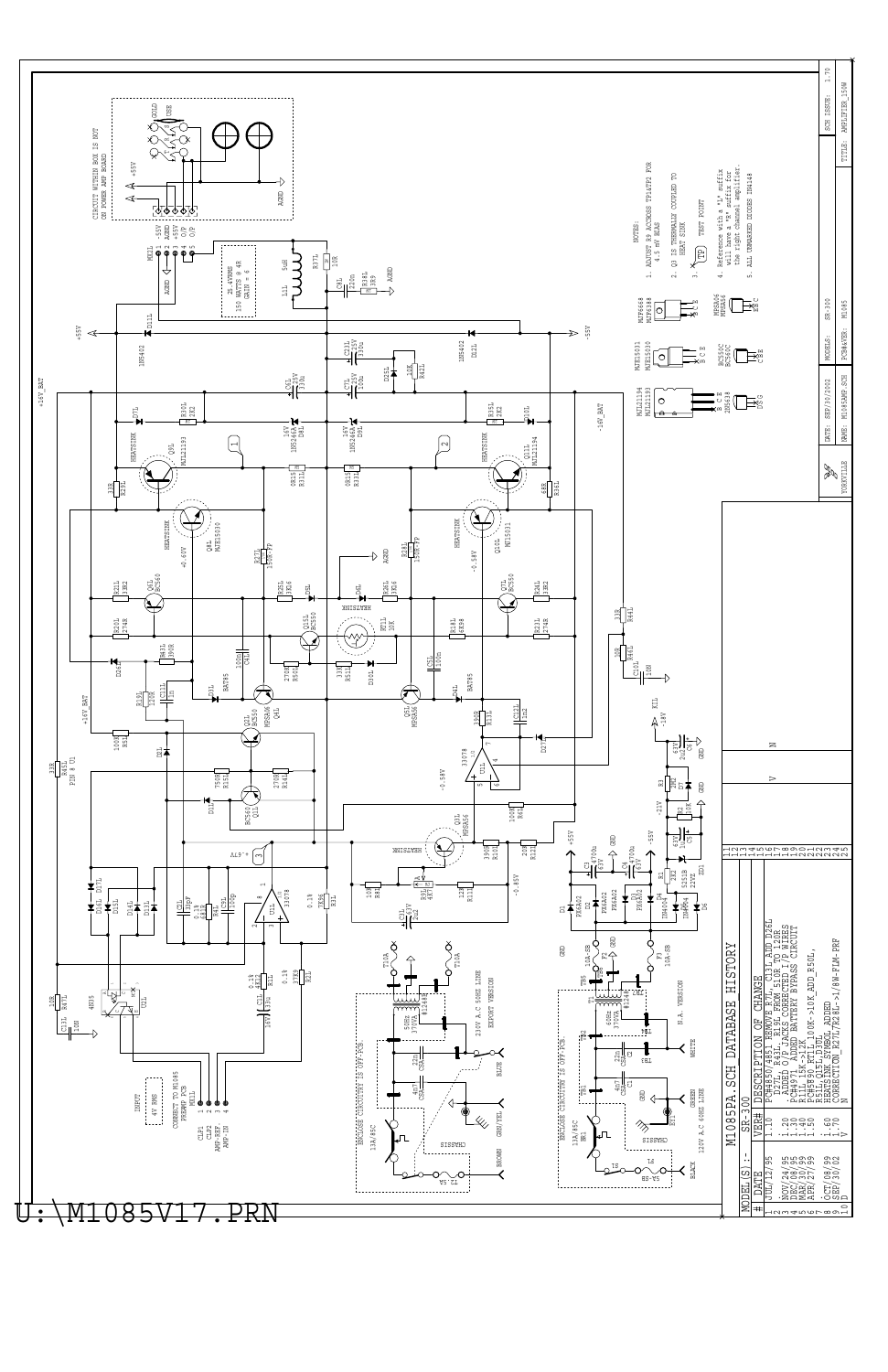CIRCUIT WITHIN BOX IS NOT ON POWER AMP BOARD

25.4Vrms
150 WATTS @ 4R
GAIN = 6

INPUT
4V RMS

CONNECT TO M1085 PREAMP PCB

ENCLOSE CIRCUITRY IS OFF-PCB

230V A.C 50HZ LINE
EXPORT VERSION

N.A. VERSION

120V A.C 60HZ LINE

NOTES:

1. ADJUST R9 ACCROSS TP1&TP2 FOR 4.5 mV BIAS
2. Q1 IS THERMALLY COUPLED TO HEAT SINK
3. TP TEST POINT
4. Reference with a "L" suffix will have a "R" suffix for the right channel amplifier.
5. ALL UNMARKED DIODES 1N4148

## M1085PA.SCH DATABASE HISTORY

MODEL(S):- SR-300

| # | DATE | VER# | DESCRIPTION OF CHANGE |
|---|---|---|---|
| 1 | JUL/12/95 | 1.10 | PCH5397 R41L REMOVED R44L,R33L ADD D26L |
| 2 | | | D27L, R43L, R19L FROM 510R TO 120R |
| 3 | NOV/24/95 | 1.20 | ADDED O/P JACKS,CORRECTED I/P WIRES |
| 4 | DEC/05/95 | 1.30 | PCH4919 ADDED BATTERY BYPASS CIRCUIT |
| 5 | MAR/30/99 | 1.40 | R11L 15K->12K |
| 6 | APR/27/99 | 1.50 | PCH5790 RT1L 100K->10K ADD R50L, |
| 7 | | | R51L, D31L, D30L |
| 8 | OCT/08/99 | 1.60 | HEATSINK SYMBOL ADDED |
| 9 | SEP/30/02 | 1.70 | CORRECTION R27L/R28L->1/8W-FLM-PRF |
| 10 | D | V | N |
| 11 | | | |
| 12 | | | |
| 13 | | | |
| 14 | | | |
| 15 | | | |
| 16 | | | |
| 17 | | | |
| 18 | | | |
| 19 | | | |
| 20 | | | |
| 21 | | | |
| 22 | | | |
| 23 | | | |
| 24 | | | |
| 25 | | | |

| YORKVILLE | DATE: SEP/30/2002 | MODELS: SR-300 | SCH ISSUE: 1.70 |
|---|---|---|---|
| | NAME: M1085AMP.SCH | PCB#ASSY: M1085 | TITLE: AMPLIFIER_150W |

U:\M1085V17.PRN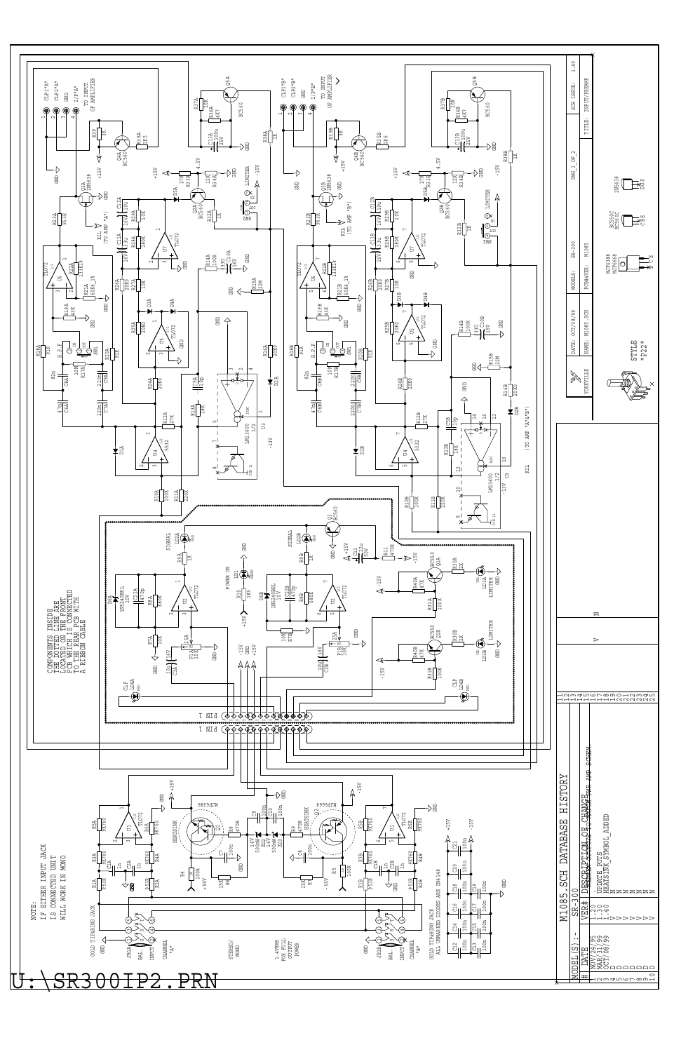# M1085.SCH DATABASE HISTORY

MODEL(S):- SR-300

| # | DATE | VER# | DESCRIPTION OF CHANGE |
|---|---|---|---|
| 1 | NOV/24/95 | 1.20 | ADDED Q5A,B FOR AMP SCHEM. |
| 2 | MAR/11/96 | 1.30 | UPDATE POTS |
| 3 | OCT/08/99 | 1.40 | HEATSINK SYMBOL ADDED |
| 4 | D | V | N |
| 5 | D | V | N |
| 6 | D | V | N |
| 7 | D | V | N |
| 8 | D | V | N |
| 9 | D | V | N |
| 10 | D | V | N |
| 11 | | | |
| 12 | | | |
| 13 | | | |
| 14 | | | |
| 15 | | | |
| 16 | | | |
| 17 | | | |
| 18 | | | |
| 19 | | | |
| 20 | | | |
| 21 | | | |
| 22 | | | |
| 23 | | | |
| 24 | | | |
| 25 | | | |

| YORKVILLE | DATE: OCT/08/99 | MODELS: SR-300 | DWG_3_OF_2 | SCH ISSUE: 1.40 |
|---|---|---|---|---|
| | NAME: M1085.SCH | PCB#&VER: M1085 | | TITLE: INPUT/PREAMP |

NOTE:
IF EITHER INPUT JACK
IS CONNECTED UNIT
WILL WORK IN MONO

COMPONENTS INSIDE
THE DOTTED LINE ARE
LOCATED ON THE FRONT
PCB WHICH IS CONNECTED
TO THE REAR PCB WITH
A RIBBON CABLE

ALL UNMARKED DIODES ARE IN4148

STYLE "P22"

U:\SR300IP2.PRN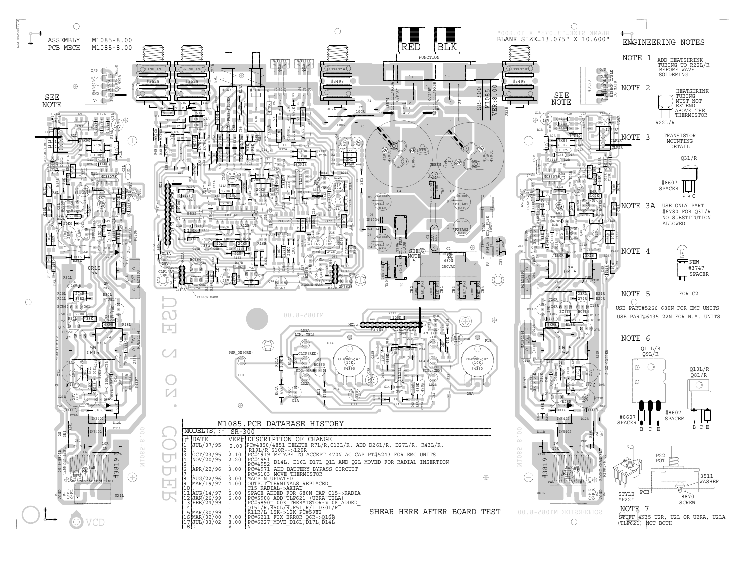ASSEMBLY M1085-8.00
PCB MECH M1085-8.00

BLANK SIZE=13.075" X 10.600"

## ENGINEERING NOTES

**NOTE 1** ADD HEATSHRINK TUBING TO R22L/R BEFORE WAVE SOLDERING

**NOTE 2** HEATSHRINK TUBING MUST NOT EXTEND ABOVE THE THERMISTOR

R22L/R

**NOTE 3** TRANSISTOR MOUNTING DETAIL

Q3L/R

#8607 SPACER

E B C

**NOTE 3A** USE ONLY PART #6780 FOR Q3L/R NO SUBSTITUTION ALLOWED

**NOTE 4** LED

NEW #3747 SPACER

**NOTE 5** FOR C2

USE PART#5266 680N FOR EMC UNITS

USE PART#6435 22N FOR N.A. UNITS

**NOTE 6**

Q11L/R
Q9L/R

Q10L/R
Q8L/R

#8607 SPACER

B C E

#8607 SPACER

B C E

STYLE "P22"

PCB

P22 POT

8870 SCREW

3511 WASHER

**NOTE 7**
STUFF 4N35 U2R, U2L OR U2RA, U2LA (TLP621) NOT BOTH

SEE NOTE

SR-300

M1085

VER:8.00

USE 2 oz. COPPER

SHEAR HERE AFTER BOARD TEST

## M1085.PCB DATABASE_HISTORY

MODEL(S):- SR-300

| # | DATE | VER# | DESCRIPTION OF CHANGE |
|---|---|---|---|
| 1 | JUL/07/95 | 2.00 | PC#4850/4851 DELETE R7L/R,C13L/R. ADD D26L/R, D27L/R, R43L/R. |
| 2 | . | . | R19L/R 510R-->120R |
| 3 | OCT/23/95 | 2.10 | PC#4919 RETAPE TO ACCEPT 470N AC CAP PT#5243 FOR EMC UNITS |
| 4 | NOV/20/95 | 2.20 | PC#4951 D14L, D16L D17L Q1L AND Q2L MOVED FOR RADIAL INSERTION |
| 5 | . | . | PC#4952 |
| 6 | APR/22/96 | 3.00 | PC#4971 ADD BATTERY BYPASS CIRCUIT |
| 7 | . | . | PC#5103 MOVE THERMISTOR |
| 8 | AUG/22/96 | 3.00 | MACPIN UPDATED |
| 9 | MAR/19/97 | 4.00 | OUTPUT TERMINALS REPLACED |
| 10 | . | . | C15 RADIAL->AXIAL |
| 11 | AUG/14/97 | 5.00 | SPACE ADDED FOR 680N CAP C15->RADIA |
| 12 | JAN/26/99 | 6.00 | PC#5908 ADD TLP621 (U2RA U2LA) |
| 13 | FEB/24/99 | . | PC#5890 100K THERMISTOR->10K ADDED |
| 14 | . | . | Q15L/R,R50L/R,R51,R/L D30L/R |
| 15 | MAR/30/99 | . | R11R/L 15K->12K PC#5982 |
| 16 | MAR/02/00 | 7.00 | PC#6211 FIX ERROR Q6R->Q15R |
| 17 | JUL/03/02 | 8.00 | PC#6227 MOVE D16L,D17L,D14L |
| 18 | D | V | N |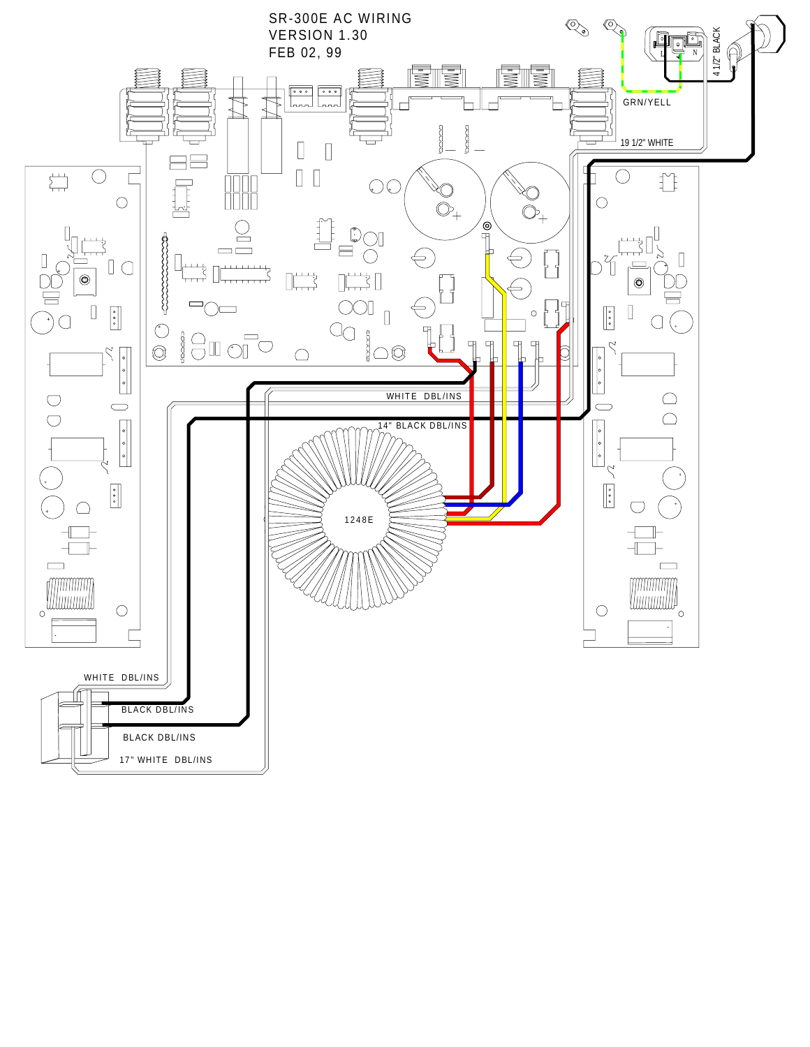# SR-300E AC WIRING
VERSION 1.30
FEB 02, 99

GRN/YELL

4 1/2" BLACK

L

N

19 1/2" WHITE

WHITE DBL/INS

14" BLACK DBL/INS

1248E

WHITE DBL/INS

BLACK DBL/INS

BLACK DBL/INS

17" WHITE DBL/INS